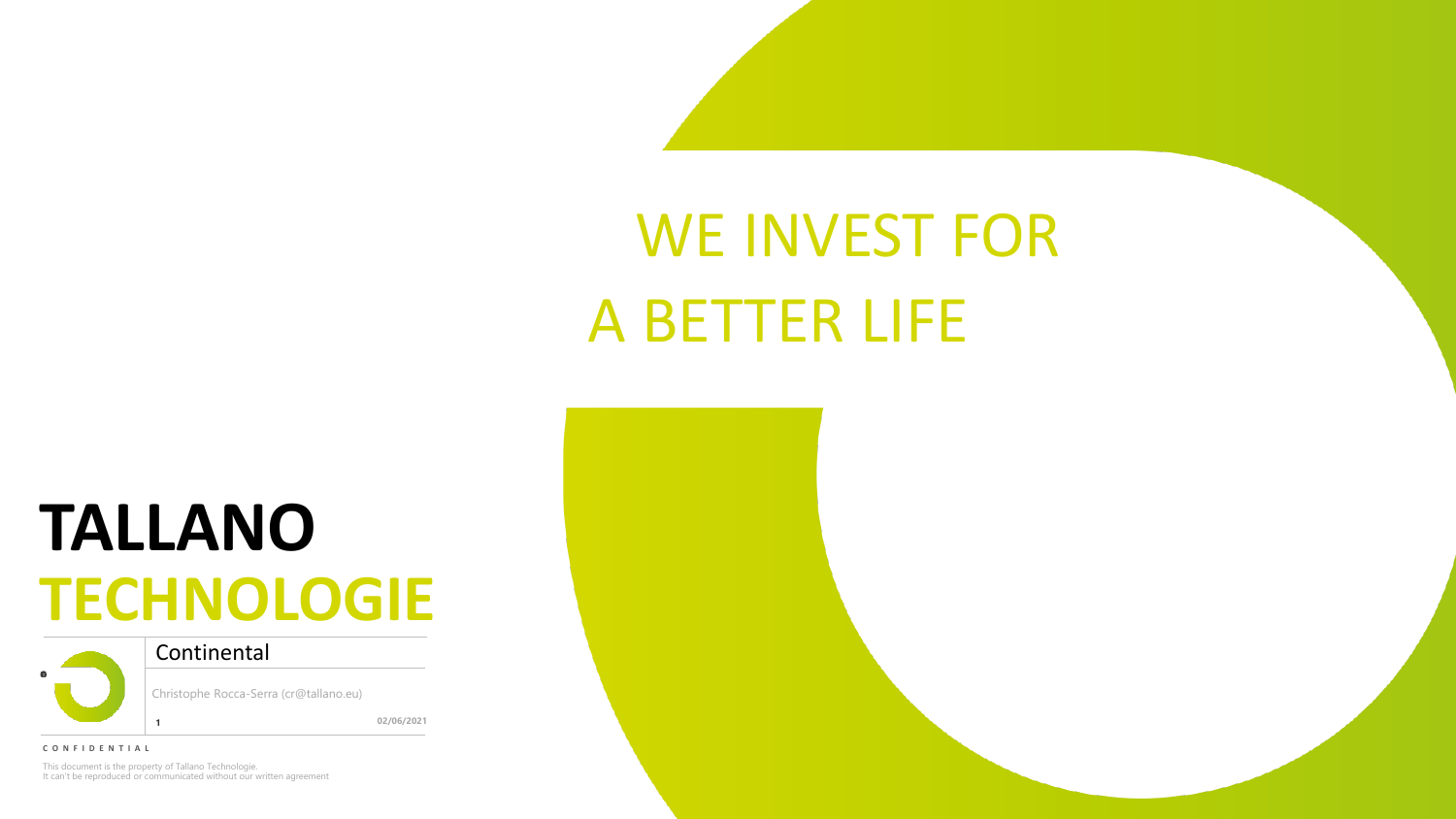# WE INVEST FOR A BETTER LIFE

# TALLANO TECHNOLOGIE

Continental

Christophe Rocca-Serra (cr@tallano.eu)

02/06/2021

CONFIDENTIAL

This document is the property of Tallano Technologie.
It can't be reproduced or communicated without our written agreement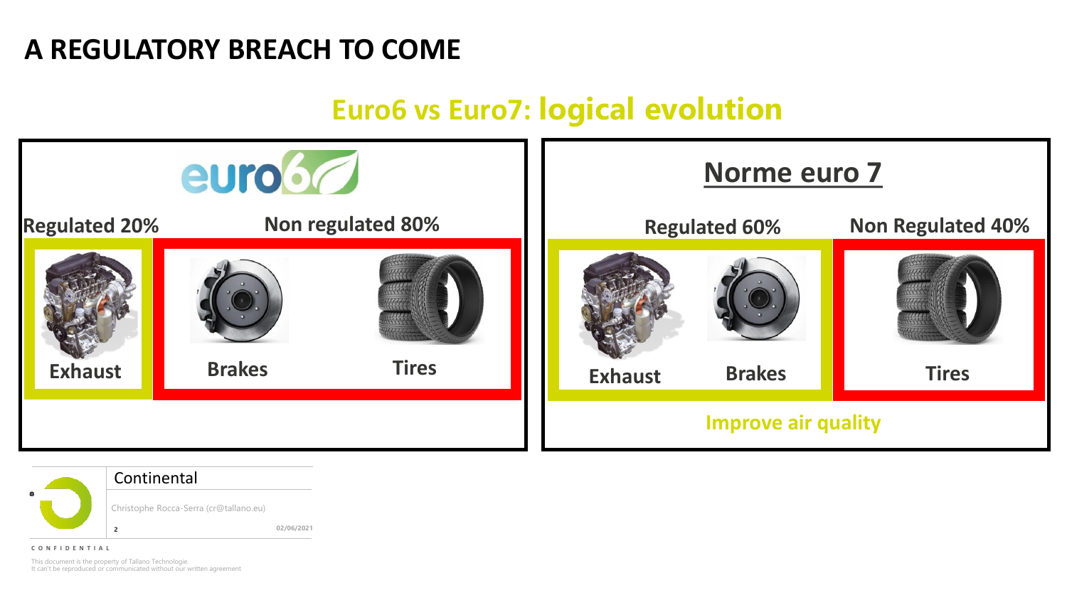# A REGULATORY BREACH TO COME

## Euro6 vs Euro7: logical evolution

### euro6

**Regulated 20%**

- Exhaust

**Non regulated 80%**

- Brakes
- Tires

### Norme euro 7

**Regulated 60%**

- Exhaust
- Brakes

**Non Regulated 40%**

- Tires

**Improve air quality**

Continental

Christophe Rocca-Serra (cr@tallano.eu)

02/06/2021

CONFIDENTIAL

This document is the property of Tallano Technologie.
It can't be reproduced or communicated without our written agreement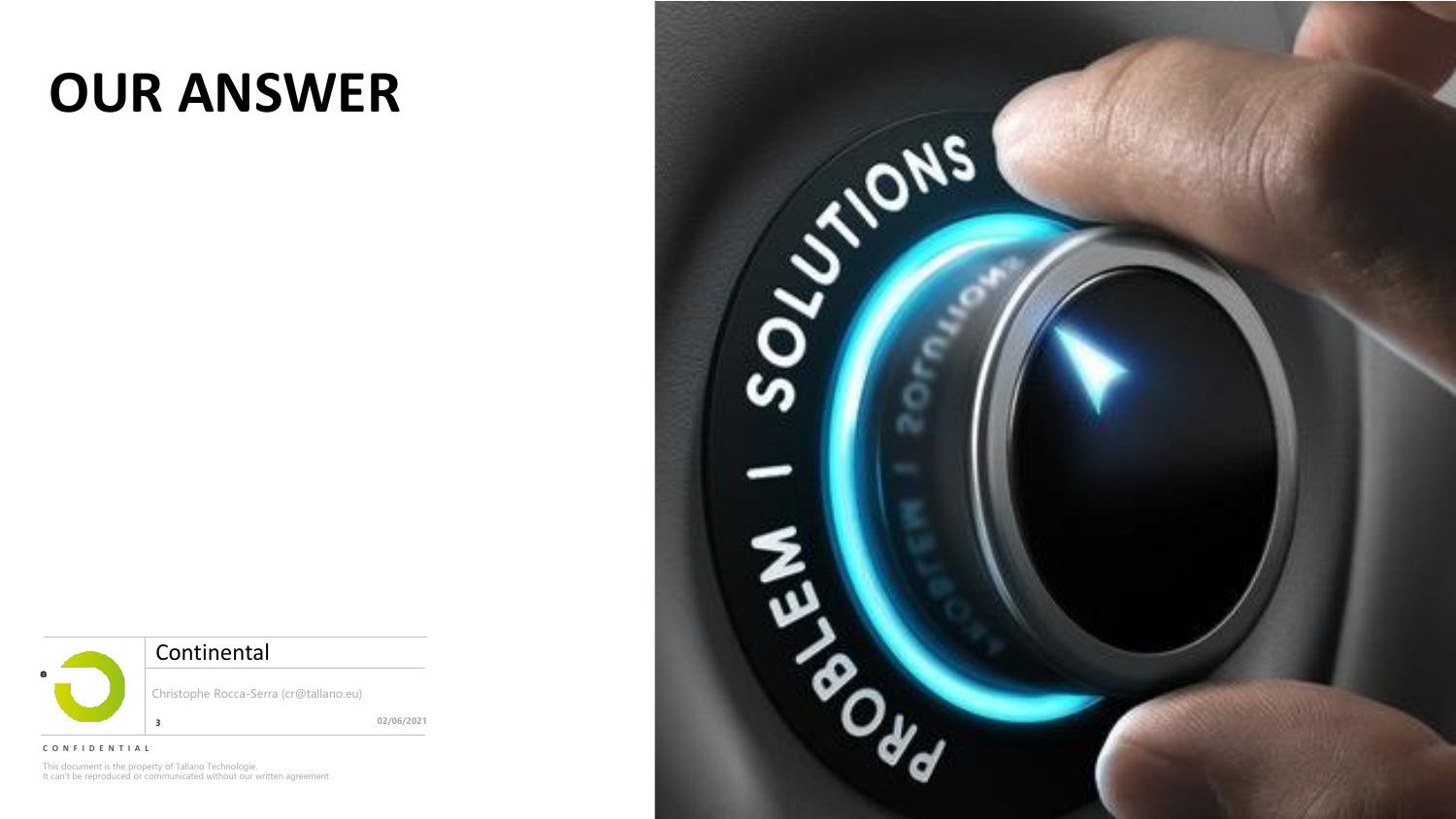# OUR ANSWER

Continental

Christophe Rocca-Serra (cr@tallano.eu)

02/06/2021

CONFIDENTIAL

This document is the property of Tallano Technologie.
It can't be reproduced or communicated without our written agreement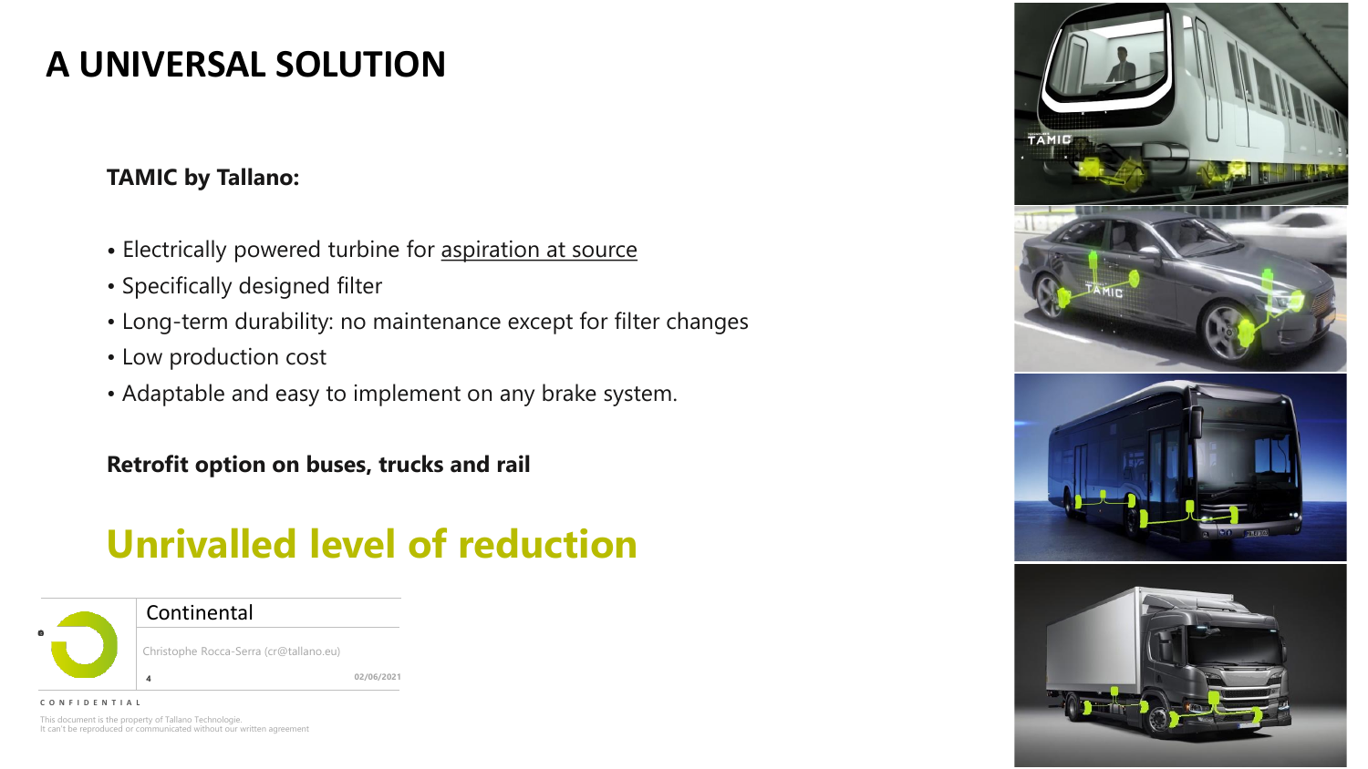# A UNIVERSAL SOLUTION

**TAMIC by Tallano:**

- Electrically powered turbine for aspiration at source
- Specifically designed filter
- Long-term durability: no maintenance except for filter changes
- Low production cost
- Adaptable and easy to implement on any brake system.

**Retrofit option on buses, trucks and rail**

## Unrivalled level of reduction

Continental

Christophe Rocca-Serra (cr@tallano.eu)

02/06/2021

CONFIDENTIAL

This document is the property of Tallano Technologie.
It can't be reproduced or communicated without our written agreement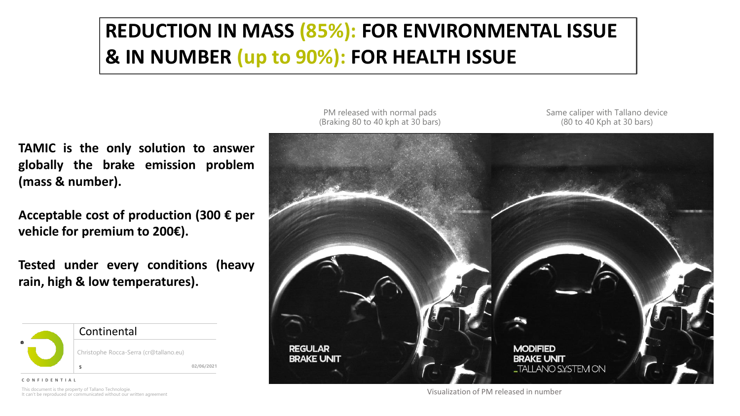# REDUCTION IN MASS (85%): FOR ENVIRONMENTAL ISSUE & IN NUMBER (up to 90%): FOR HEALTH ISSUE

**TAMIC is the only solution to answer globally the brake emission problem (mass & number).**

**Acceptable cost of production (300 € per vehicle for premium to 200€).**

**Tested under every conditions (heavy rain, high & low temperatures).**

PM released with normal pads
(Braking 80 to 40 kph at 30 bars)

Same caliper with Tallano device
(80 to 40 Kph at 30 bars)

REGULAR BRAKE UNIT

MODIFIED BRAKE UNIT
_TALLANO SYSTEM ON

Visualization of PM released in number

Continental

Christophe Rocca-Serra (cr@tallano.eu)

02/06/2021

CONFIDENTIAL

This document is the property of Tallano Technologie.
It can't be reproduced or communicated without our written agreement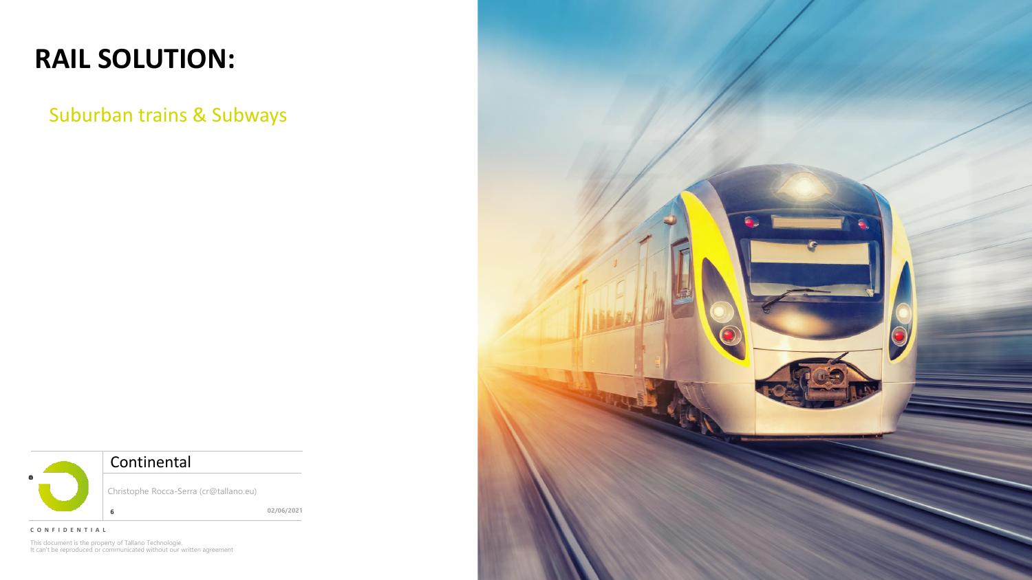# RAIL SOLUTION:

Suburban trains & Subways

Continental

Christophe Rocca-Serra (cr@tallano.eu)

02/06/2021

CONFIDENTIAL

This document is the property of Tallano Technologie.
It can't be reproduced or communicated without our written agreement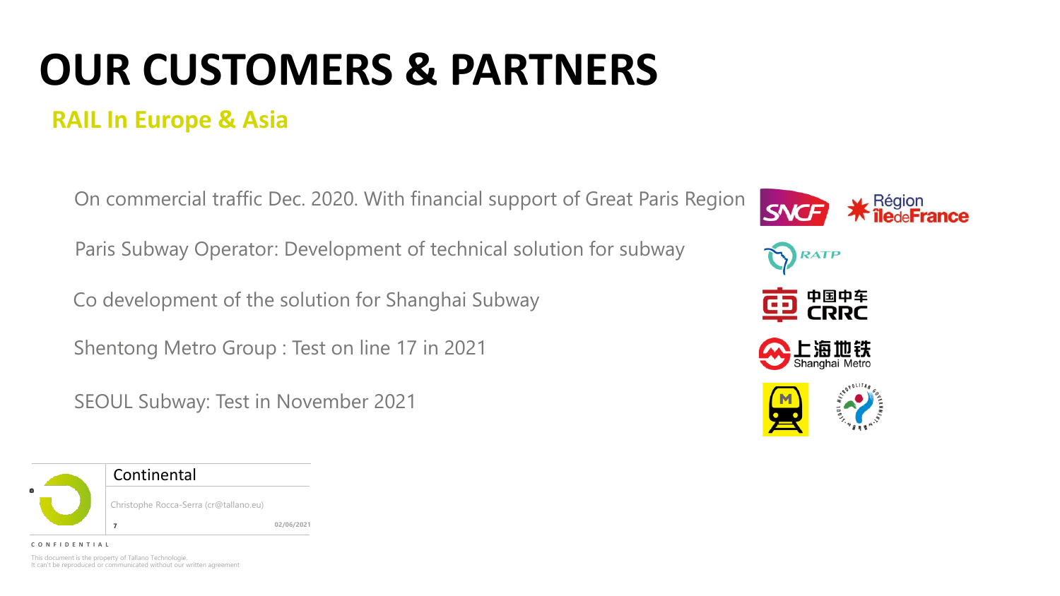# OUR CUSTOMERS & PARTNERS

## RAIL In Europe & Asia

On commercial traffic Dec. 2020. With financial support of Great Paris Region

Paris Subway Operator: Development of technical solution for subway

Co development of the solution for Shanghai Subway

Shentong Metro Group : Test on line 17 in 2021

SEOUL Subway: Test in November 2021

Continental

Christophe Rocca-Serra (cr@tallano.eu)

02/06/2021

CONFIDENTIAL

This document is the property of Tallano Technologie.
It can't be reproduced or communicated without our written agreement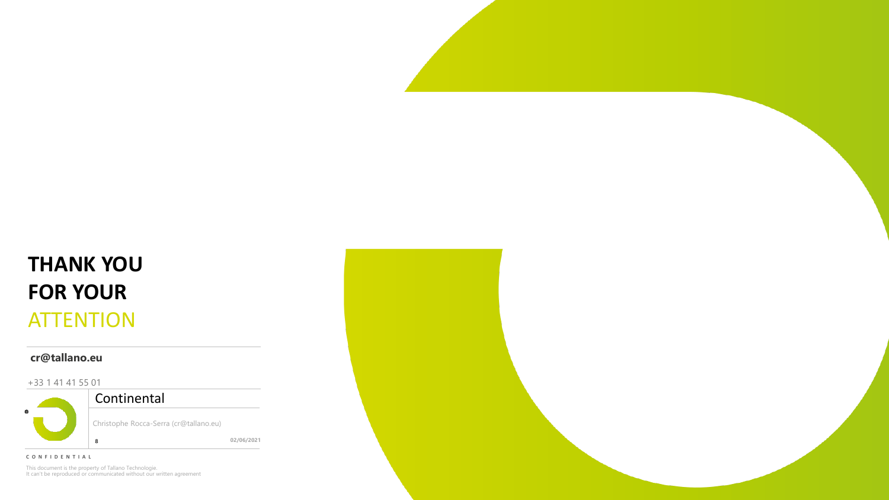# THANK YOU FOR YOUR ATTENTION

**cr@tallano.eu**

+33 1 41 41 55 01

Continental

Christophe Rocca-Serra (cr@tallano.eu)

02/06/2021

CONFIDENTIAL

This document is the property of Tallano Technologie.
It can't be reproduced or communicated without our written agreement